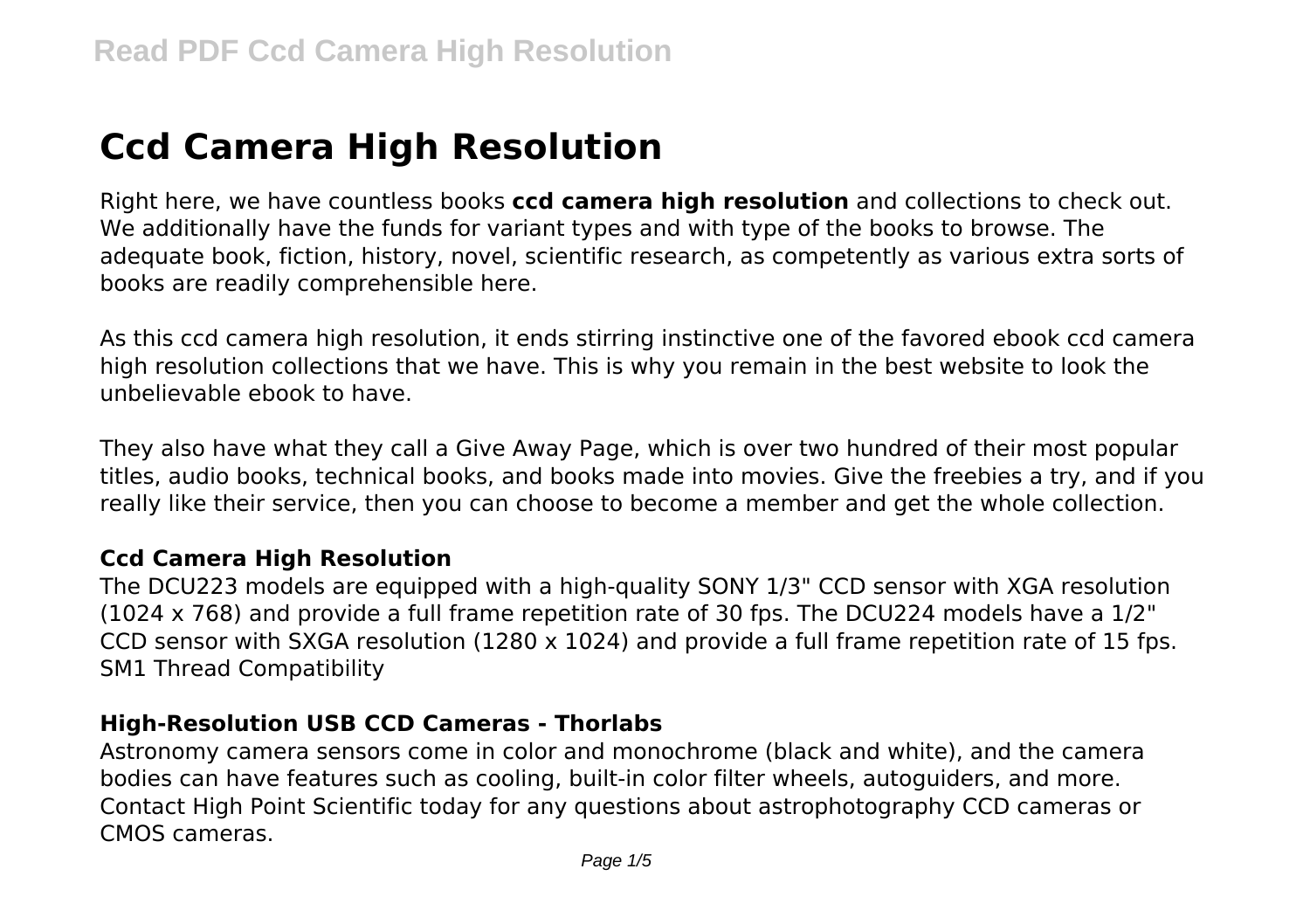# Ccd Camera High Resolution

Right here, we have countless books **ccd camera high resolution** and collections to check out. We additionally have the funds for variant types and with type of the books to browse. The adequate book, fiction, history, novel, scientific research, as competently as various extra sorts of books are readily comprehensible here.

As this ccd camera high resolution, it ends stirring instinctive one of the favored ebook ccd camera high resolution collections that we have. This is why you remain in the best website to look the unbelievable ebook to have.

They also have what they call a Give Away Page, which is over two hundred of their most popular titles, audio books, technical books, and books made into movies. Give the freebies a try, and if you really like their service, then you can choose to become a member and get the whole collection.

### Ccd Camera High Resolution

The DCU223 models are equipped with a high-quality SONY 1/3" CCD sensor with XGA resolution (1024 x 768) and provide a full frame repetition rate of 30 fps. The DCU224 models have a 1/2" CCD sensor with SXGA resolution (1280 x 1024) and provide a full frame repetition rate of 15 fps. SM1 Thread Compatibility

### High-Resolution USB CCD Cameras - Thorlabs

Astronomy camera sensors come in color and monochrome (black and white), and the camera bodies can have features such as cooling, built-in color filter wheels, autoguiders, and more. Contact High Point Scientific today for any questions about astrophotography CCD cameras or CMOS cameras.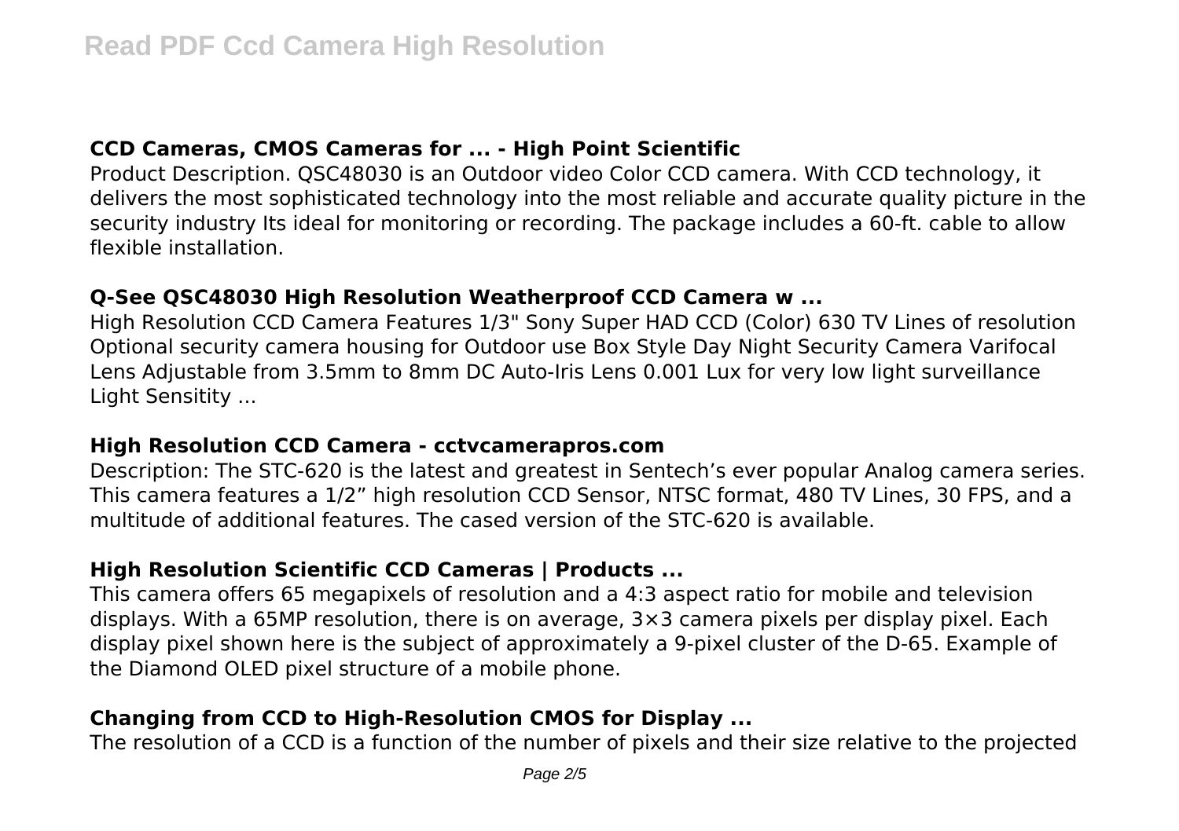### **CCD Cameras, CMOS Cameras for ... - High Point Scientific**

Product Description. QSC48030 is an Outdoor video Color CCD camera. With CCD technology, it delivers the most sophisticated technology into the most reliable and accurate quality picture in the security industry Its ideal for monitoring or recording. The package includes a 60-ft. cable to allow flexible installation.

### **Q-See QSC48030 High Resolution Weatherproof CCD Camera w ...**

High Resolution CCD Camera Features 1/3" Sony Super HAD CCD (Color) 630 TV Lines of resolution Optional security camera housing for Outdoor use Box Style Day Night Security Camera Varifocal Lens Adjustable from 3.5mm to 8mm DC Auto-Iris Lens 0.001 Lux for very low light surveillance Light Sensitity ...

### **High Resolution CCD Camera - cctvcamerapros.com**

Description: The STC-620 is the latest and greatest in Sentech's ever popular Analog camera series. This camera features a 1/2" high resolution CCD Sensor, NTSC format, 480 TV Lines, 30 FPS, and a multitude of additional features. The cased version of the STC-620 is available.

### **High Resolution Scientific CCD Cameras | Products ...**

This camera offers 65 megapixels of resolution and a 4:3 aspect ratio for mobile and television displays. With a 65MP resolution, there is on average, 3×3 camera pixels per display pixel. Each display pixel shown here is the subject of approximately a 9-pixel cluster of the D-65. Example of the Diamond OLED pixel structure of a mobile phone.

### **Changing from CCD to High-Resolution CMOS for Display ...**

The resolution of a CCD is a function of the number of pixels and their size relative to the projected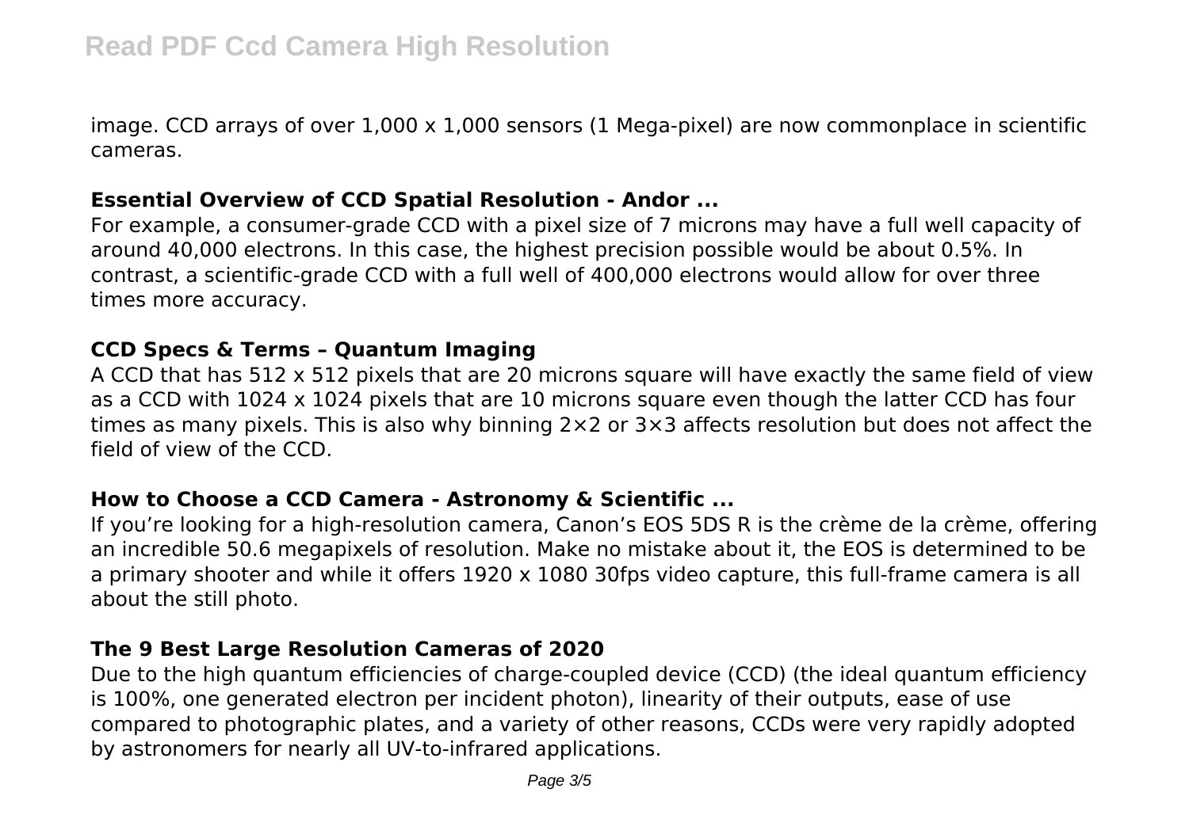image. CCD arrays of over 1,000 x 1,000 sensors (1 Mega-pixel) are now commonplace in scientific cameras.

### Essential Overview of CCD Spatial Resolution - Andor ...

For example, a consumer-grade CCD with a pixel size of 7 microns may have a full well capacity of around 40,000 electrons. In this case, the highest precision possible would be about 0.5%. In contrast, a scientific-grade CCD with a full well of 400,000 electrons would allow for over three times more accuracy.

### CCD Specs & Terms – Quantum Imaging

A CCD that has 512 x 512 pixels that are 20 microns square will have exactly the same field of view as a CCD with 1024 x 1024 pixels that are 10 microns square even though the latter CCD has four times as many pixels. This is also why binning 2×2 or 3×3 affects resolution but does not affect the field of view of the CCD.

### How to Choose a CCD Camera - Astronomy & Scientific ...

If you're looking for a high-resolution camera, Canon's EOS 5DS R is the crème de la crème, offering an incredible 50.6 megapixels of resolution. Make no mistake about it, the EOS is determined to be a primary shooter and while it offers 1920 x 1080 30fps video capture, this full-frame camera is all about the still photo.

### The 9 Best Large Resolution Cameras of 2020

Due to the high quantum efficiencies of charge-coupled device (CCD) (the ideal quantum efficiency is 100%, one generated electron per incident photon), linearity of their outputs, ease of use compared to photographic plates, and a variety of other reasons, CCDs were very rapidly adopted by astronomers for nearly all UV-to-infrared applications.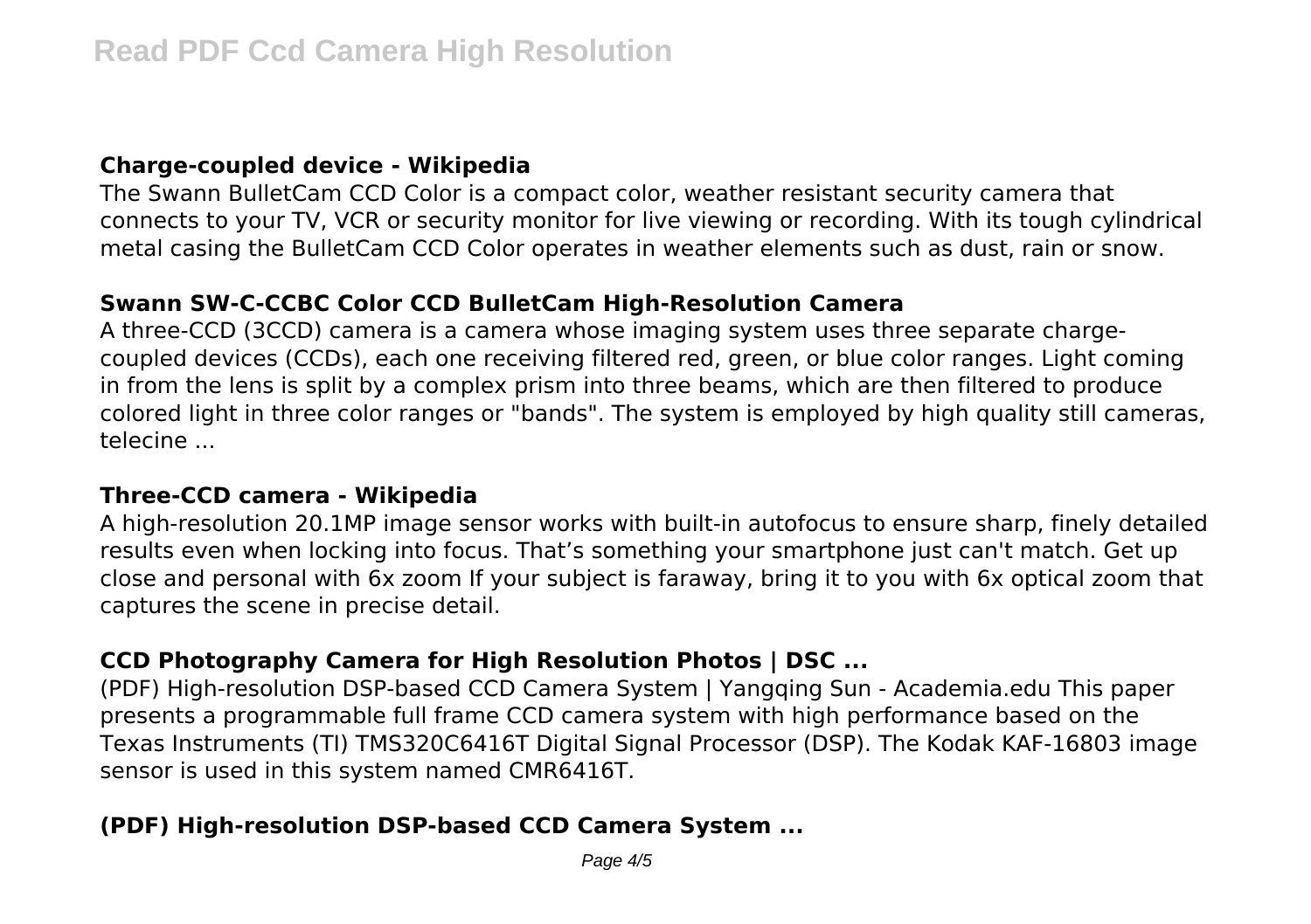### Charge-coupled device - Wikipedia

The Swann BulletCam CCD Color is a compact color, weather resistant security camera that connects to your TV, VCR or security monitor for live viewing or recording. With its tough cylindrical metal casing the BulletCam CCD Color operates in weather elements such as dust, rain or snow.

### Swann SW-C-CCBC Color CCD BulletCam High-Resolution Camera

A three-CCD (3CCD) camera is a camera whose imaging system uses three separate charge-coupled devices (CCDs), each one receiving filtered red, green, or blue color ranges. Light coming in from the lens is split by a complex prism into three beams, which are then filtered to produce colored light in three color ranges or "bands". The system is employed by high quality still cameras, telecine ...

### Three-CCD camera - Wikipedia

A high-resolution 20.1MP image sensor works with built-in autofocus to ensure sharp, finely detailed results even when locking into focus. That's something your smartphone just can't match. Get up close and personal with 6x zoom If your subject is faraway, bring it to you with 6x optical zoom that captures the scene in precise detail.

### CCD Photography Camera for High Resolution Photos | DSC ...

(PDF) High-resolution DSP-based CCD Camera System | Yangqing Sun - Academia.edu This paper presents a programmable full frame CCD camera system with high performance based on the Texas Instruments (TI) TMS320C6416T Digital Signal Processor (DSP). The Kodak KAF-16803 image sensor is used in this system named CMR6416T.

### (PDF) High-resolution DSP-based CCD Camera System ...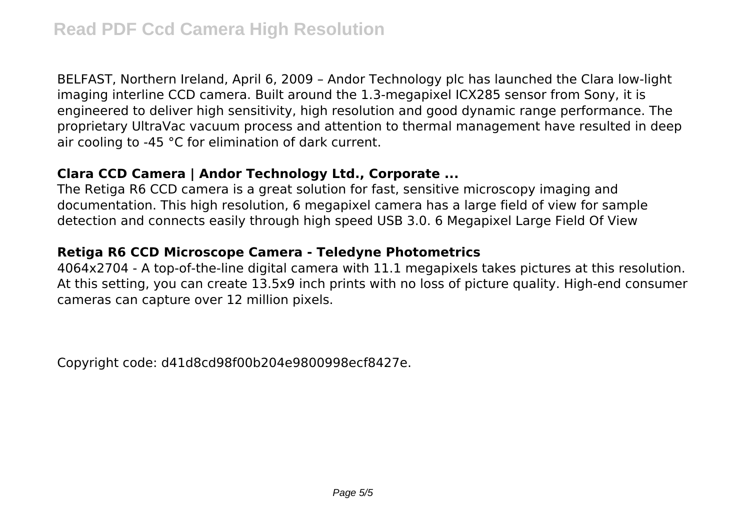BELFAST, Northern Ireland, April 6, 2009 – Andor Technology plc has launched the Clara low-light imaging interline CCD camera. Built around the 1.3-megapixel ICX285 sensor from Sony, it is engineered to deliver high sensitivity, high resolution and good dynamic range performance. The proprietary UltraVac vacuum process and attention to thermal management have resulted in deep air cooling to -45 °C for elimination of dark current.

**Clara CCD Camera | Andor Technology Ltd., Corporate ...**

The Retiga R6 CCD camera is a great solution for fast, sensitive microscopy imaging and documentation. This high resolution, 6 megapixel camera has a large field of view for sample detection and connects easily through high speed USB 3.0. 6 Megapixel Large Field Of View

**Retiga R6 CCD Microscope Camera - Teledyne Photometrics**

4064x2704 - A top-of-the-line digital camera with 11.1 megapixels takes pictures at this resolution. At this setting, you can create 13.5x9 inch prints with no loss of picture quality. High-end consumer cameras can capture over 12 million pixels.

Copyright code: d41d8cd98f00b204e9800998ecf8427e.